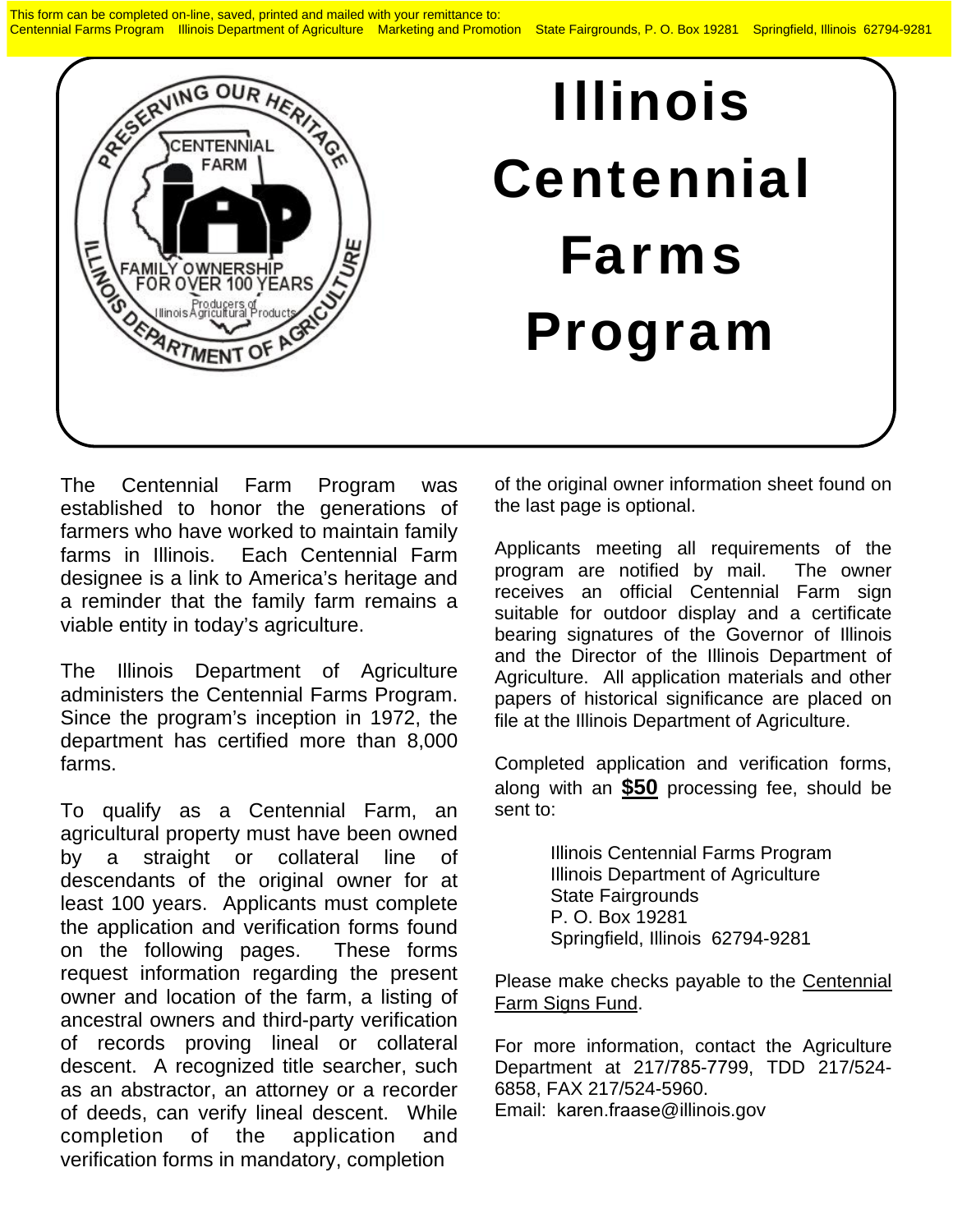This form can be completed on-line, saved, printed and mailed with your remittance to:
Centennial Farms Program Illinois Department of Agriculture Marketing and Promotion State Fairgrounds, P. O. Box 19281 Springfield, Illinois 62794-9281

# Illinois Centennial Farms Program

The Centennial Farm Program was established to honor the generations of farmers who have worked to maintain family farms in Illinois. Each Centennial Farm designee is a link to America's heritage and a reminder that the family farm remains a viable entity in today's agriculture.

The Illinois Department of Agriculture administers the Centennial Farms Program. Since the program's inception in 1972, the department has certified more than 8,000 farms.

To qualify as a Centennial Farm, an agricultural property must have been owned by a straight or collateral line of descendants of the original owner for at least 100 years. Applicants must complete the application and verification forms found on the following pages. These forms request information regarding the present owner and location of the farm, a listing of ancestral owners and third-party verification of records proving lineal or collateral descent. A recognized title searcher, such as an abstractor, an attorney or a recorder of deeds, can verify lineal descent. While completion of the application and verification forms in mandatory, completion of the original owner information sheet found on the last page is optional.

Applicants meeting all requirements of the program are notified by mail. The owner receives an official Centennial Farm sign suitable for outdoor display and a certificate bearing signatures of the Governor of Illinois and the Director of the Illinois Department of Agriculture. All application materials and other papers of historical significance are placed on file at the Illinois Department of Agriculture.

Completed application and verification forms, along with an **$50** processing fee, should be sent to:

Illinois Centennial Farms Program
Illinois Department of Agriculture
State Fairgrounds
P. O. Box 19281
Springfield, Illinois 62794-9281

Please make checks payable to the Centennial Farm Signs Fund.

For more information, contact the Agriculture Department at 217/785-7799, TDD 217/524-6858, FAX 217/524-5960.
Email: karen.fraase@illinois.gov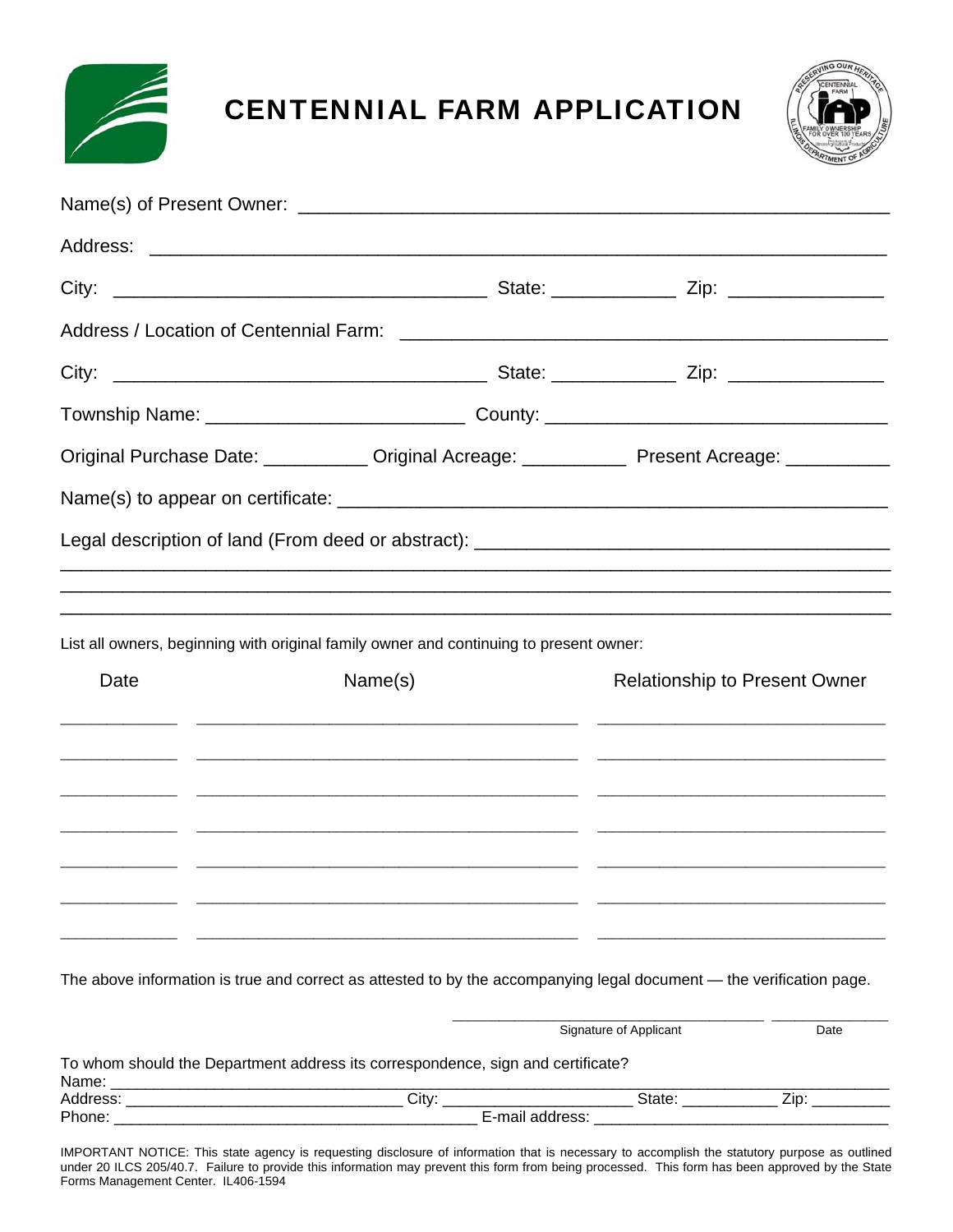# CENTENNIAL FARM APPLICATION

Name(s) of Present Owner: ____________________________________________________

Address: ________________________________________________________________

City: ___________________________________ State: ___________ Zip: _____________

Address / Location of Centennial Farm: __________________________________________

City: ___________________________________ State: ___________ Zip: _____________

Township Name: ________________________ County: ________________________________

Original Purchase Date: __________ Original Acreage: __________ Present Acreage: __________

Name(s) to appear on certificate: _________________________________________________

Legal description of land (From deed or abstract): _____________________________________

_________________________________________________________________________

_________________________________________________________________________

_________________________________________________________________________

List all owners, beginning with original family owner and continuing to present owner:

| Date | Name(s) | Relationship to Present Owner |
|---|---|---|
| | | |
| | | |
| | | |
| | | |
| | | |
| | | |
| | | |

The above information is true and correct as attested to by the accompanying legal document — the verification page.

_________________________________ ____________
Signature of Applicant Date

To whom should the Department address its correspondence, sign and certificate?

Name: _________________________________________________________________________

Address: _____________________________ City: ____________________ State: __________ Zip: _________

Phone: ________________________________________ E-mail address: _____________________________

IMPORTANT NOTICE: This state agency is requesting disclosure of information that is necessary to accomplish the statutory purpose as outlined under 20 ILCS 205/40.7. Failure to provide this information may prevent this form from being processed. This form has been approved by the State Forms Management Center. IL406-1594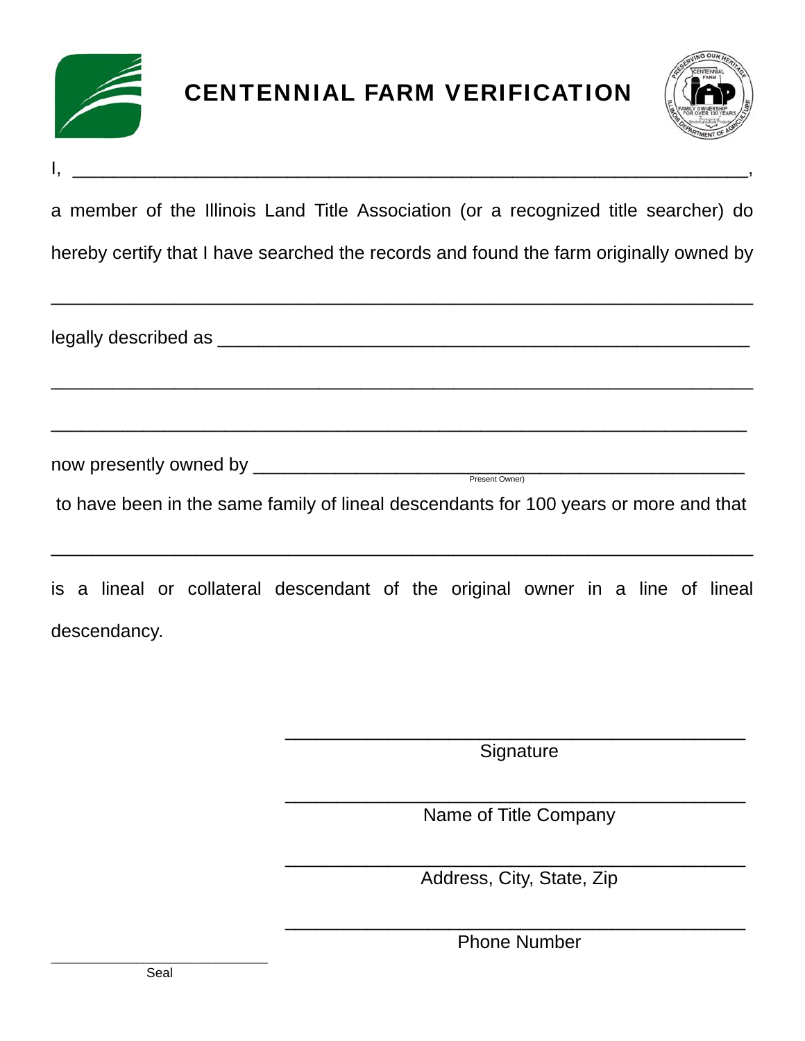# CENTENNIAL FARM VERIFICATION

I, ______________________________________________________________,

a member of the Illinois Land Title Association (or a recognized title searcher) do hereby certify that I have searched the records and found the farm originally owned by

_________________________________________________________________

legally described as _____________________________________________________

_________________________________________________________________

_________________________________________________________________

now presently owned by __________________________________________
Present Owner)

to have been in the same family of lineal descendants for 100 years or more and that

_________________________________________________________________

is a lineal or collateral descendant of the original owner in a line of lineal descendancy.

_____________________________________________
Signature

_____________________________________________
Name of Title Company

_____________________________________________
Address, City, State, Zip

_____________________________________________
Phone Number

_____________________________
Seal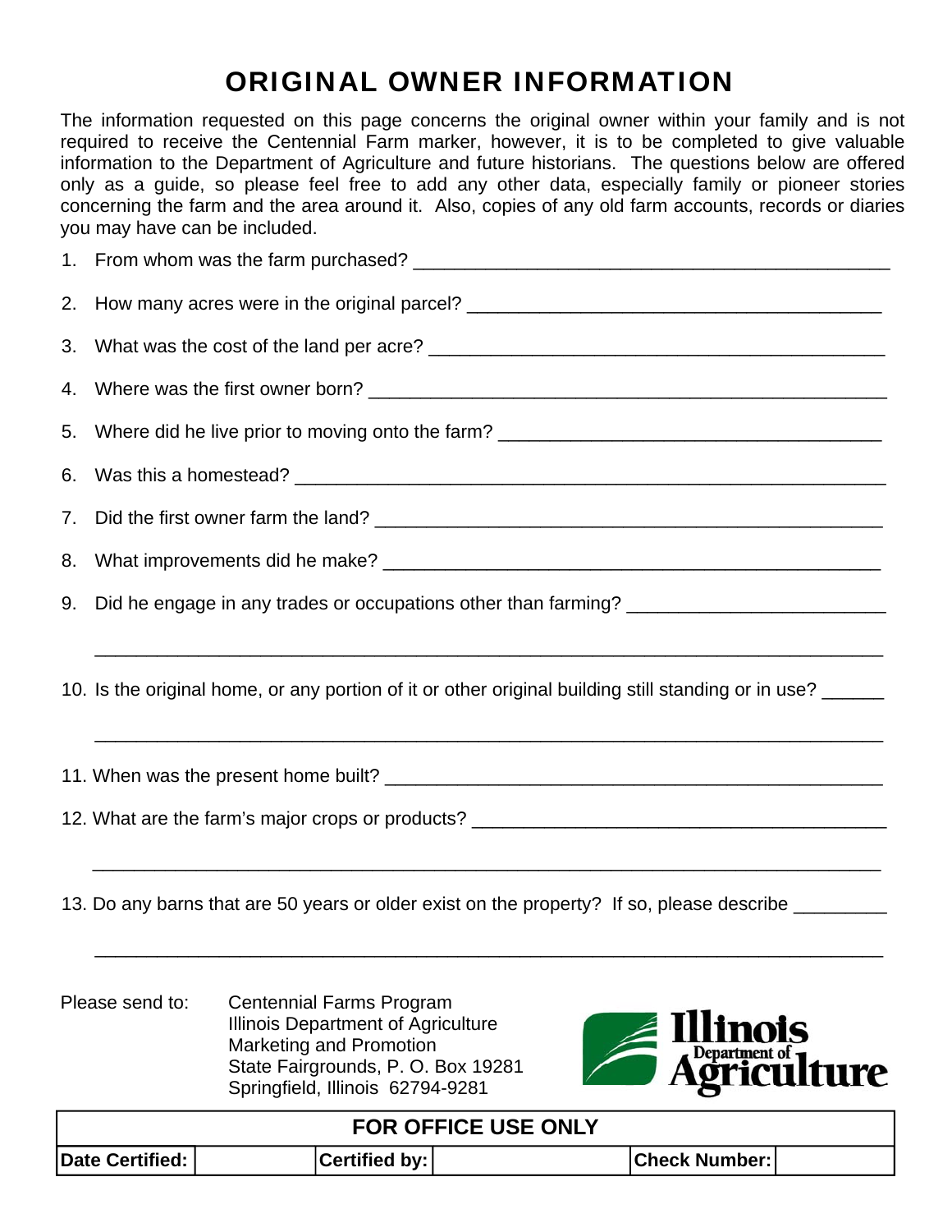# ORIGINAL OWNER INFORMATION

The information requested on this page concerns the original owner within your family and is not required to receive the Centennial Farm marker, however, it is to be completed to give valuable information to the Department of Agriculture and future historians. The questions below are offered only as a guide, so please feel free to add any other data, especially family or pioneer stories concerning the farm and the area around it. Also, copies of any old farm accounts, records or diaries you may have can be included.

1. From whom was the farm purchased? ______________________________________________

2. How many acres were in the original parcel? ________________________________________

3. What was the cost of the land per acre? ____________________________________________

4. Where was the first owner born? _________________________________________________

5. Where did he live prior to moving onto the farm? ____________________________________

6. Was this a homestead? __________________________________________________________

7. Did the first owner farm the land? ________________________________________________

8. What improvements did he make? _________________________________________________

9. Did he engage in any trades or occupations other than farming? _________________________

   ____________________________________________________________________________

10. Is the original home, or any portion of it or other original building still standing or in use? ______

    ____________________________________________________________________________

11. When was the present home built? ________________________________________________

12. What are the farm's major crops or products? ________________________________________

    ____________________________________________________________________________

13. Do any barns that are 50 years or older exist on the property? If so, please describe _________

    ____________________________________________________________________________

Please send to:

Centennial Farms Program
Illinois Department of Agriculture
Marketing and Promotion
State Fairgrounds, P. O. Box 19281
Springfield, Illinois 62794-9281

Illinois Department of Agriculture

| FOR OFFICE USE ONLY | | | | | |
|---|---|---|---|---|---|
| **Date Certified:** | | **Certified by:** | | **Check Number:** | |